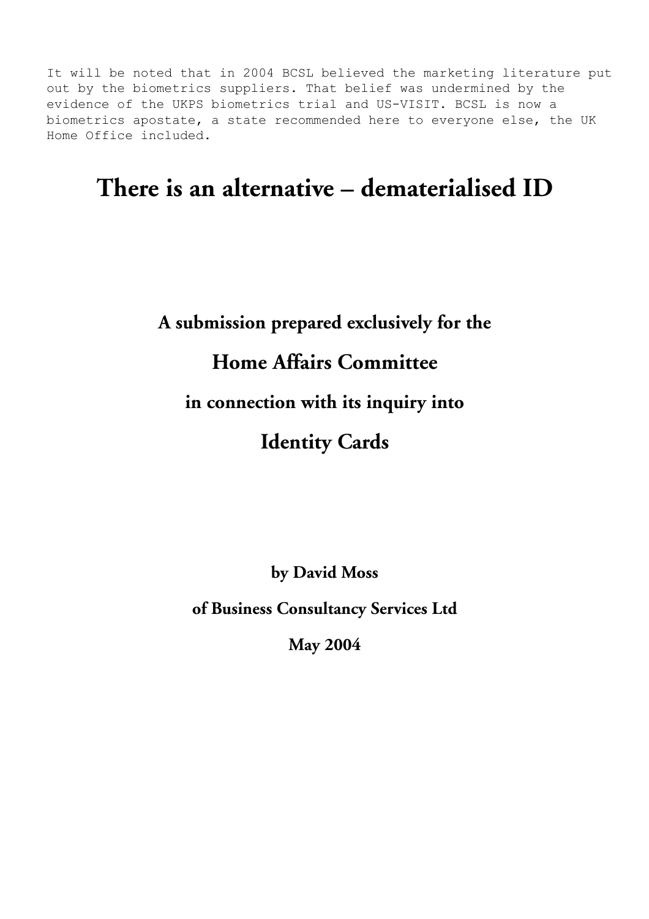It will be noted that in 2004 BCSL believed the marketing literature put out by the biometrics suppliers. That belief was undermined by the evidence of the UKPS biometrics trial and US-VISIT. BCSL is now a biometrics apostate, a state recommended here to everyone else, the UK Home Office included.

# There is an alternative – dematerialised ID

**A submission prepared exclusively for the**

**Home Affairs Committee**

**in connection with its inquiry into**

**Identity Cards**

**by David Moss**

**of Business Consultancy Services Ltd**

**May 2004**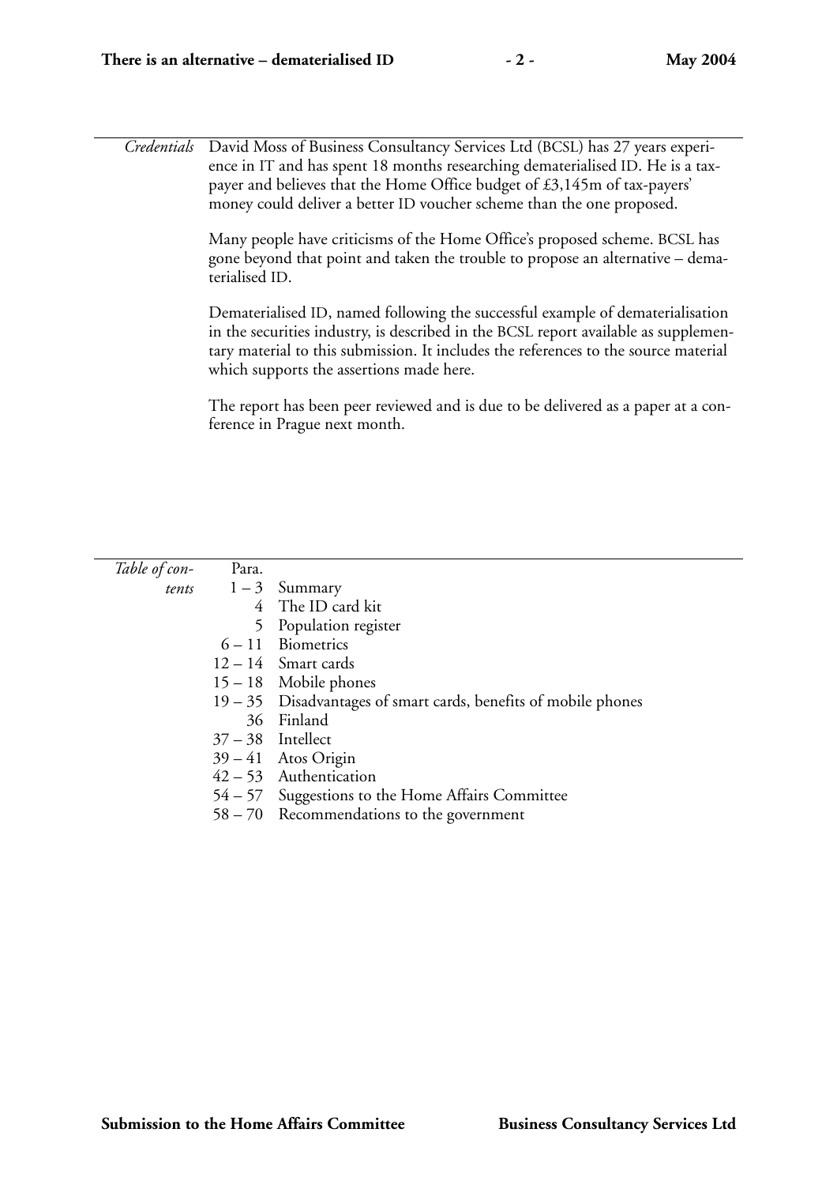*Credentials*

David Moss of Business Consultancy Services Ltd (BCSL) has 27 years experience in IT and has spent 18 months researching dematerialised ID. He is a taxpayer and believes that the Home Office budget of £3,145m of tax-payers' money could deliver a better ID voucher scheme than the one proposed.

Many people have criticisms of the Home Office's proposed scheme. BCSL has gone beyond that point and taken the trouble to propose an alternative – dematerialised ID.

Dematerialised ID, named following the successful example of dematerialisation in the securities industry, is described in the BCSL report available as supplementary material to this submission. It includes the references to the source material which supports the assertions made here.

The report has been peer reviewed and is due to be delivered as a paper at a conference in Prague next month.

*Table of contents*

| Para. | |
|---|---|
| 1 – 3 | Summary |
| 4 | The ID card kit |
| 5 | Population register |
| 6 – 11 | Biometrics |
| 12 – 14 | Smart cards |
| 15 – 18 | Mobile phones |
| 19 – 35 | Disadvantages of smart cards, benefits of mobile phones |
| 36 | Finland |
| 37 – 38 | Intellect |
| 39 – 41 | Atos Origin |
| 42 – 53 | Authentication |
| 54 – 57 | Suggestions to the Home Affairs Committee |
| 58 – 70 | Recommendations to the government |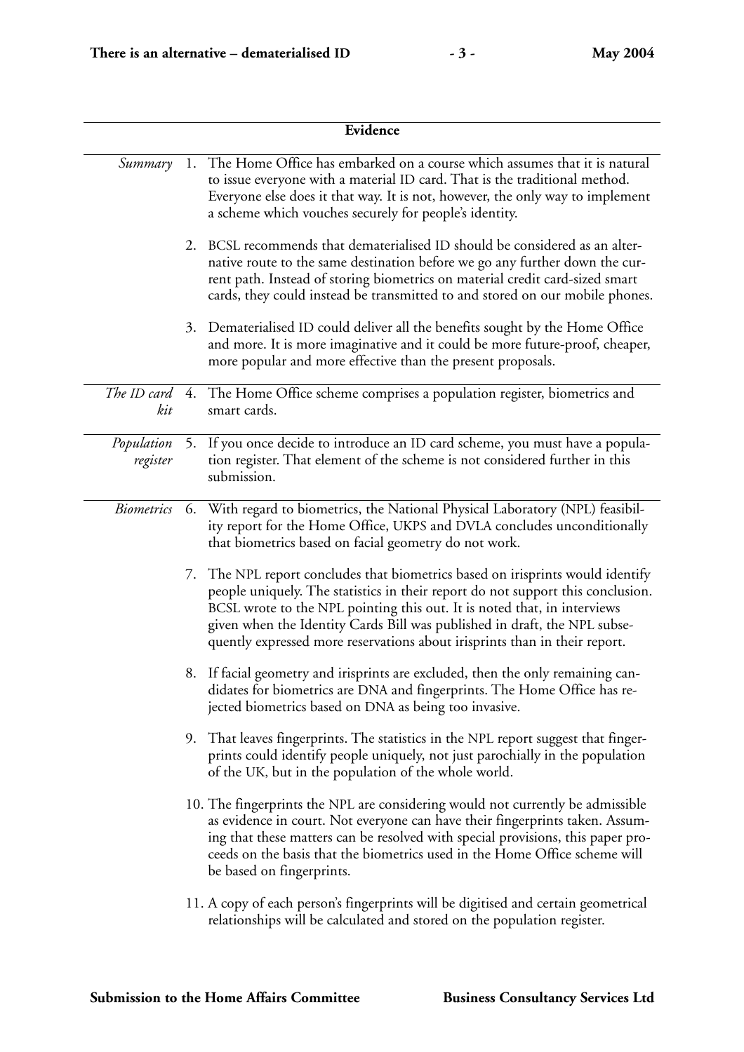## Evidence

*Summary*

1. The Home Office has embarked on a course which assumes that it is natural to issue everyone with a material ID card. That is the traditional method. Everyone else does it that way. It is not, however, the only way to implement a scheme which vouches securely for people's identity.

2. BCSL recommends that dematerialised ID should be considered as an alternative route to the same destination before we go any further down the current path. Instead of storing biometrics on material credit card-sized smart cards, they could instead be transmitted to and stored on our mobile phones.

3. Dematerialised ID could deliver all the benefits sought by the Home Office and more. It is more imaginative and it could be more future-proof, cheaper, more popular and more effective than the present proposals.

*The ID card kit*

4. The Home Office scheme comprises a population register, biometrics and smart cards.

*Population register*

5. If you once decide to introduce an ID card scheme, you must have a population register. That element of the scheme is not considered further in this submission.

*Biometrics*

6. With regard to biometrics, the National Physical Laboratory (NPL) feasibility report for the Home Office, UKPS and DVLA concludes unconditionally that biometrics based on facial geometry do not work.

7. The NPL report concludes that biometrics based on irisprints would identify people uniquely. The statistics in their report do not support this conclusion. BCSL wrote to the NPL pointing this out. It is noted that, in interviews given when the Identity Cards Bill was published in draft, the NPL subsequently expressed more reservations about irisprints than in their report.

8. If facial geometry and irisprints are excluded, then the only remaining candidates for biometrics are DNA and fingerprints. The Home Office has rejected biometrics based on DNA as being too invasive.

9. That leaves fingerprints. The statistics in the NPL report suggest that fingerprints could identify people uniquely, not just parochially in the population of the UK, but in the population of the whole world.

10. The fingerprints the NPL are considering would not currently be admissible as evidence in court. Not everyone can have their fingerprints taken. Assuming that these matters can be resolved with special provisions, this paper proceeds on the basis that the biometrics used in the Home Office scheme will be based on fingerprints.

11. A copy of each person's fingerprints will be digitised and certain geometrical relationships will be calculated and stored on the population register.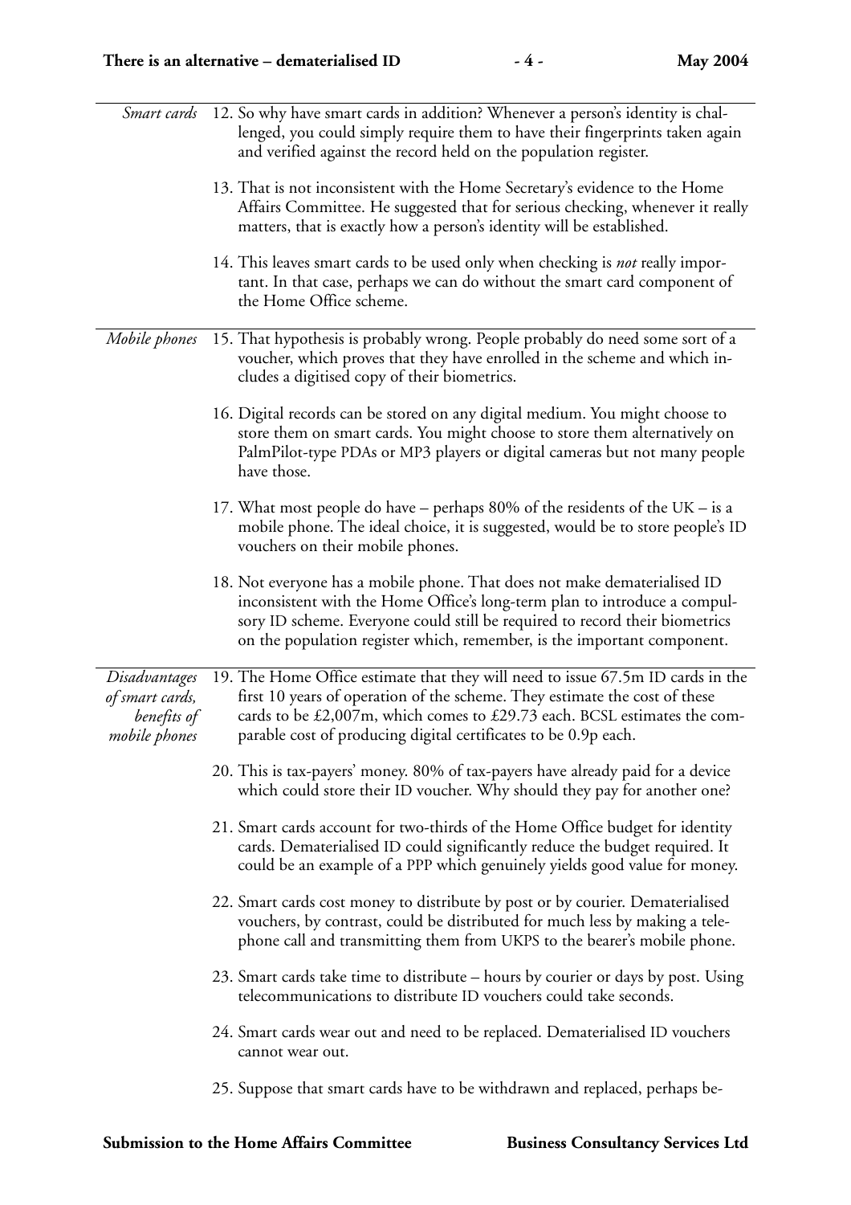*Smart cards*

12. So why have smart cards in addition? Whenever a person's identity is challenged, you could simply require them to have their fingerprints taken again and verified against the record held on the population register.

13. That is not inconsistent with the Home Secretary's evidence to the Home Affairs Committee. He suggested that for serious checking, whenever it really matters, that is exactly how a person's identity will be established.

14. This leaves smart cards to be used only when checking is *not* really important. In that case, perhaps we can do without the smart card component of the Home Office scheme.

*Mobile phones*

15. That hypothesis is probably wrong. People probably do need some sort of a voucher, which proves that they have enrolled in the scheme and which includes a digitised copy of their biometrics.

16. Digital records can be stored on any digital medium. You might choose to store them on smart cards. You might choose to store them alternatively on PalmPilot-type PDAs or MP3 players or digital cameras but not many people have those.

17. What most people do have – perhaps 80% of the residents of the UK – is a mobile phone. The ideal choice, it is suggested, would be to store people's ID vouchers on their mobile phones.

18. Not everyone has a mobile phone. That does not make dematerialised ID inconsistent with the Home Office's long-term plan to introduce a compulsory ID scheme. Everyone could still be required to record their biometrics on the population register which, remember, is the important component.

*Disadvantages of smart cards, benefits of mobile phones*

19. The Home Office estimate that they will need to issue 67.5m ID cards in the first 10 years of operation of the scheme. They estimate the cost of these cards to be £2,007m, which comes to £29.73 each. BCSL estimates the comparable cost of producing digital certificates to be 0.9p each.

20. This is tax-payers' money. 80% of tax-payers have already paid for a device which could store their ID voucher. Why should they pay for another one?

21. Smart cards account for two-thirds of the Home Office budget for identity cards. Dematerialised ID could significantly reduce the budget required. It could be an example of a PPP which genuinely yields good value for money.

22. Smart cards cost money to distribute by post or by courier. Dematerialised vouchers, by contrast, could be distributed for much less by making a telephone call and transmitting them from UKPS to the bearer's mobile phone.

23. Smart cards take time to distribute – hours by courier or days by post. Using telecommunications to distribute ID vouchers could take seconds.

24. Smart cards wear out and need to be replaced. Dematerialised ID vouchers cannot wear out.

25. Suppose that smart cards have to be withdrawn and replaced, perhaps be-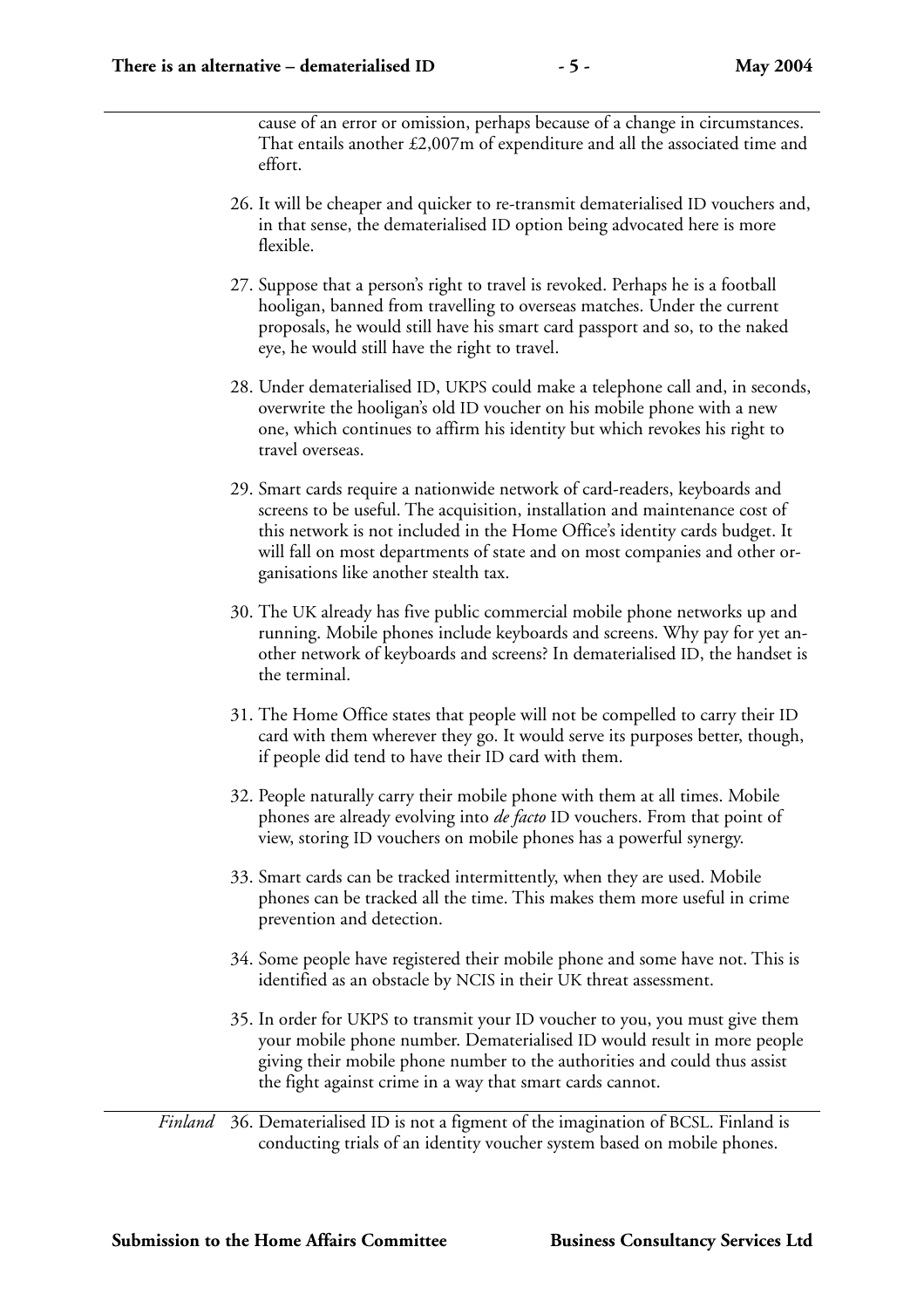cause of an error or omission, perhaps because of a change in circumstances. That entails another £2,007m of expenditure and all the associated time and effort.

26. It will be cheaper and quicker to re-transmit dematerialised ID vouchers and, in that sense, the dematerialised ID option being advocated here is more flexible.

27. Suppose that a person's right to travel is revoked. Perhaps he is a football hooligan, banned from travelling to overseas matches. Under the current proposals, he would still have his smart card passport and so, to the naked eye, he would still have the right to travel.

28. Under dematerialised ID, UKPS could make a telephone call and, in seconds, overwrite the hooligan's old ID voucher on his mobile phone with a new one, which continues to affirm his identity but which revokes his right to travel overseas.

29. Smart cards require a nationwide network of card-readers, keyboards and screens to be useful. The acquisition, installation and maintenance cost of this network is not included in the Home Office's identity cards budget. It will fall on most departments of state and on most companies and other organisations like another stealth tax.

30. The UK already has five public commercial mobile phone networks up and running. Mobile phones include keyboards and screens. Why pay for yet another network of keyboards and screens? In dematerialised ID, the handset is the terminal.

31. The Home Office states that people will not be compelled to carry their ID card with them wherever they go. It would serve its purposes better, though, if people did tend to have their ID card with them.

32. People naturally carry their mobile phone with them at all times. Mobile phones are already evolving into *de facto* ID vouchers. From that point of view, storing ID vouchers on mobile phones has a powerful synergy.

33. Smart cards can be tracked intermittently, when they are used. Mobile phones can be tracked all the time. This makes them more useful in crime prevention and detection.

34. Some people have registered their mobile phone and some have not. This is identified as an obstacle by NCIS in their UK threat assessment.

35. In order for UKPS to transmit your ID voucher to you, you must give them your mobile phone number. Dematerialised ID would result in more people giving their mobile phone number to the authorities and could thus assist the fight against crime in a way that smart cards cannot.

*Finland*

36. Dematerialised ID is not a figment of the imagination of BCSL. Finland is conducting trials of an identity voucher system based on mobile phones.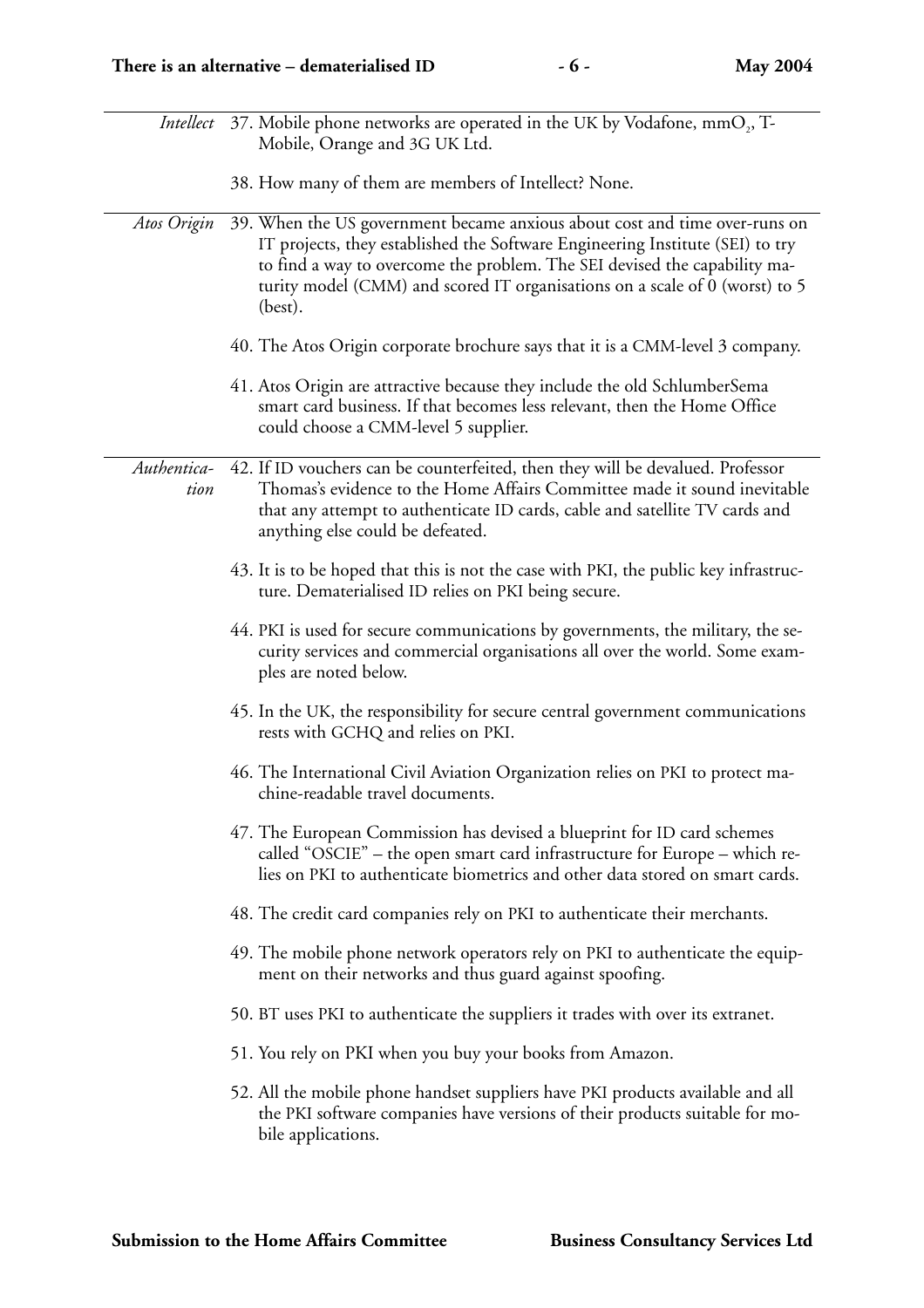*Intellect*

37. Mobile phone networks are operated in the UK by Vodafone, mm$O_2$, T-Mobile, Orange and 3G UK Ltd.

38. How many of them are members of Intellect? None.

*Atos Origin*

39. When the US government became anxious about cost and time over-runs on IT projects, they established the Software Engineering Institute (SEI) to try to find a way to overcome the problem. The SEI devised the capability maturity model (CMM) and scored IT organisations on a scale of 0 (worst) to 5 (best).

40. The Atos Origin corporate brochure says that it is a CMM-level 3 company.

41. Atos Origin are attractive because they include the old SchlumberSema smart card business. If that becomes less relevant, then the Home Office could choose a CMM-level 5 supplier.

*Authentication*

42. If ID vouchers can be counterfeited, then they will be devalued. Professor Thomas's evidence to the Home Affairs Committee made it sound inevitable that any attempt to authenticate ID cards, cable and satellite TV cards and anything else could be defeated.

43. It is to be hoped that this is not the case with PKI, the public key infrastructure. Dematerialised ID relies on PKI being secure.

44. PKI is used for secure communications by governments, the military, the security services and commercial organisations all over the world. Some examples are noted below.

45. In the UK, the responsibility for secure central government communications rests with GCHQ and relies on PKI.

46. The International Civil Aviation Organization relies on PKI to protect machine-readable travel documents.

47. The European Commission has devised a blueprint for ID card schemes called "OSCIE" – the open smart card infrastructure for Europe – which relies on PKI to authenticate biometrics and other data stored on smart cards.

48. The credit card companies rely on PKI to authenticate their merchants.

49. The mobile phone network operators rely on PKI to authenticate the equipment on their networks and thus guard against spoofing.

50. BT uses PKI to authenticate the suppliers it trades with over its extranet.

51. You rely on PKI when you buy your books from Amazon.

52. All the mobile phone handset suppliers have PKI products available and all the PKI software companies have versions of their products suitable for mobile applications.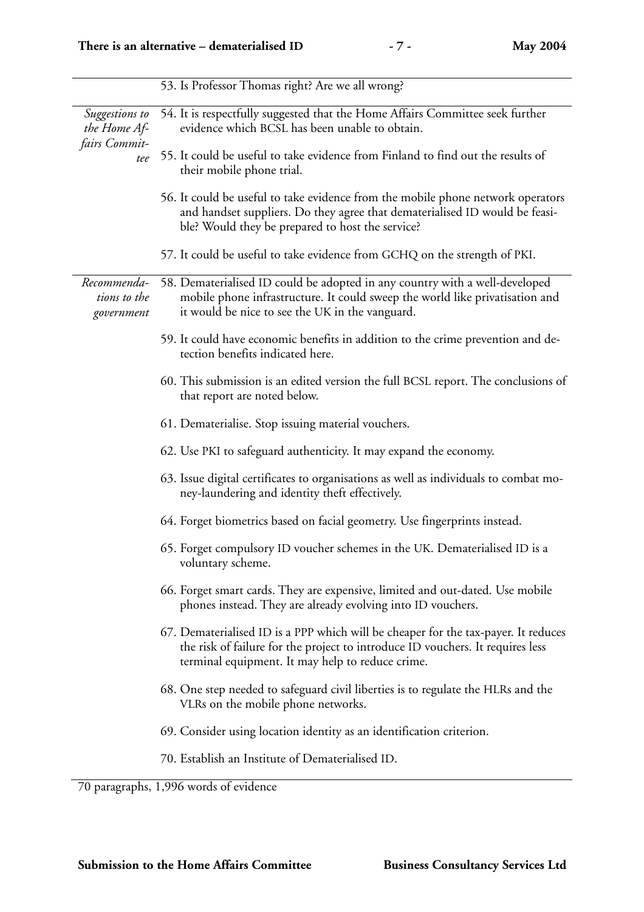53. Is Professor Thomas right? Are we all wrong?

*Suggestions to the Home Affairs Committee*

54. It is respectfully suggested that the Home Affairs Committee seek further evidence which BCSL has been unable to obtain.

55. It could be useful to take evidence from Finland to find out the results of their mobile phone trial.

56. It could be useful to take evidence from the mobile phone network operators and handset suppliers. Do they agree that dematerialised ID would be feasible? Would they be prepared to host the service?

57. It could be useful to take evidence from GCHQ on the strength of PKI.

*Recommendations to the government*

58. Dematerialised ID could be adopted in any country with a well-developed mobile phone infrastructure. It could sweep the world like privatisation and it would be nice to see the UK in the vanguard.

59. It could have economic benefits in addition to the crime prevention and detection benefits indicated here.

60. This submission is an edited version the full BCSL report. The conclusions of that report are noted below.

61. Dematerialise. Stop issuing material vouchers.

62. Use PKI to safeguard authenticity. It may expand the economy.

63. Issue digital certificates to organisations as well as individuals to combat money-laundering and identity theft effectively.

64. Forget biometrics based on facial geometry. Use fingerprints instead.

65. Forget compulsory ID voucher schemes in the UK. Dematerialised ID is a voluntary scheme.

66. Forget smart cards. They are expensive, limited and out-dated. Use mobile phones instead. They are already evolving into ID vouchers.

67. Dematerialised ID is a PPP which will be cheaper for the tax-payer. It reduces the risk of failure for the project to introduce ID vouchers. It requires less terminal equipment. It may help to reduce crime.

68. One step needed to safeguard civil liberties is to regulate the HLRs and the VLRs on the mobile phone networks.

69. Consider using location identity as an identification criterion.

70. Establish an Institute of Dematerialised ID.

70 paragraphs, 1,996 words of evidence